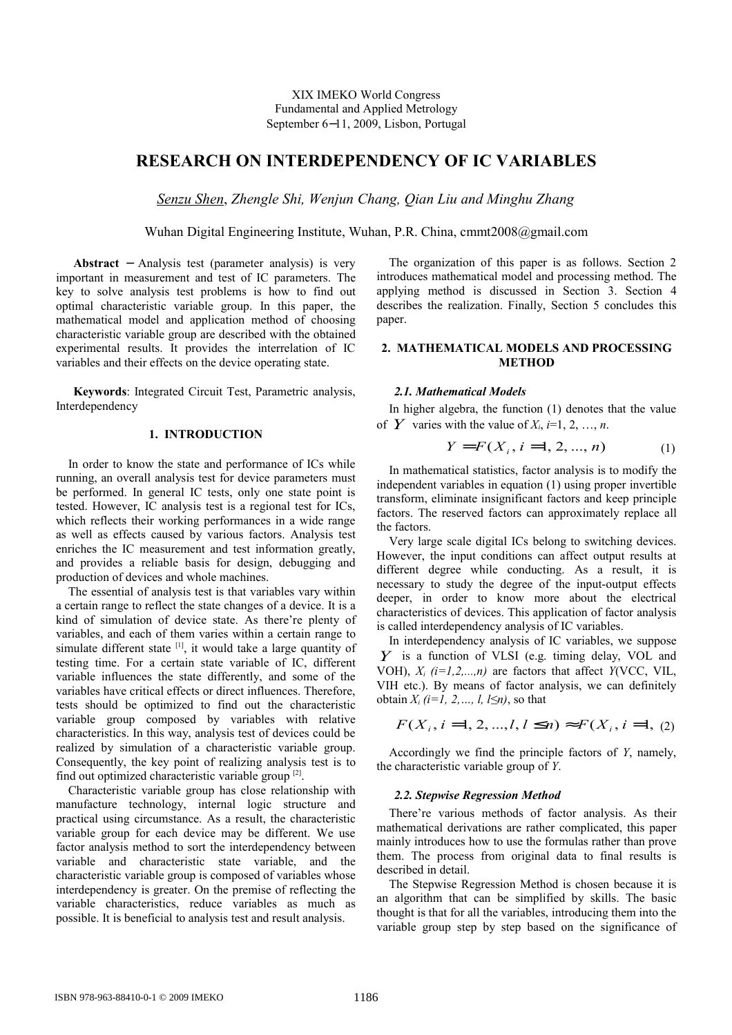XIX IMEKO World Congress
Fundamental and Applied Metrology
September 6−11, 2009, Lisbon, Portugal

# RESEARCH ON INTERDEPENDENCY OF IC VARIABLES

*Senzu Shen, Zhengle Shi, Wenjun Chang, Qian Liu and Minghu Zhang*

Wuhan Digital Engineering Institute, Wuhan, P.R. China, cmmt2008@gmail.com

**Abstract** − Analysis test (parameter analysis) is very important in measurement and test of IC parameters. The key to solve analysis test problems is how to find out optimal characteristic variable group. In this paper, the mathematical model and application method of choosing characteristic variable group are described with the obtained experimental results. It provides the interrelation of IC variables and their effects on the device operating state.

**Keywords**: Integrated Circuit Test, Parametric analysis, Interdependency

## 1. INTRODUCTION

In order to know the state and performance of ICs while running, an overall analysis test for device parameters must be performed. In general IC tests, only one state point is tested. However, IC analysis test is a regional test for ICs, which reflects their working performances in a wide range as well as effects caused by various factors. Analysis test enriches the IC measurement and test information greatly, and provides a reliable basis for design, debugging and production of devices and whole machines.

The essential of analysis test is that variables vary within a certain range to reflect the state changes of a device. It is a kind of simulation of device state. As there're plenty of variables, and each of them varies within a certain range to simulate different state [1], it would take a large quantity of testing time. For a certain state variable of IC, different variable influences the state differently, and some of the variables have critical effects or direct influences. Therefore, tests should be optimized to find out the characteristic variable group composed by variables with relative characteristics. In this way, analysis test of devices could be realized by simulation of a characteristic variable group. Consequently, the key point of realizing analysis test is to find out optimized characteristic variable group [2].

Characteristic variable group has close relationship with manufacture technology, internal logic structure and practical using circumstance. As a result, the characteristic variable group for each device may be different. We use factor analysis method to sort the interdependency between variable and characteristic state variable, and the characteristic variable group is composed of variables whose interdependency is greater. On the premise of reflecting the variable characteristics, reduce variables as much as possible. It is beneficial to analysis test and result analysis.

The organization of this paper is as follows. Section 2 introduces mathematical model and processing method. The applying method is discussed in Section 3. Section 4 describes the realization. Finally, Section 5 concludes this paper.

## 2. MATHEMATICAL MODELS AND PROCESSING METHOD

### 2.1. Mathematical Models

In higher algebra, the function (1) denotes that the value of $Y$ varies with the value of $X_i$, $i$=1, 2, …, $n$.

$$Y = F(X_i, i = 1, 2, ..., n) \tag{1}$$

In mathematical statistics, factor analysis is to modify the independent variables in equation (1) using proper invertible transform, eliminate insignificant factors and keep principle factors. The reserved factors can approximately replace all the factors.

Very large scale digital ICs belong to switching devices. However, the input conditions can affect output results at different degree while conducting. As a result, it is necessary to study the degree of the input-output effects deeper, in order to know more about the electrical characteristics of devices. This application of factor analysis is called interdependency analysis of IC variables.

In interdependency analysis of IC variables, we suppose $Y$ is a function of VLSI (e.g. timing delay, VOL and VOH), $X_i$ $(i=1,2,...,n)$ are factors that affect $Y$(VCC, VIL, VIH etc.). By means of factor analysis, we can definitely obtain $X_i$ $(i=1, 2,..., l, l \le n)$, so that

$$F(X_i, i = 1, 2, ..., l, l \le n) \approx F(X_i, i = 1, \tag{2}$$

Accordingly we find the principle factors of $Y$, namely, the characteristic variable group of $Y$.

### 2.2. Stepwise Regression Method

There're various methods of factor analysis. As their mathematical derivations are rather complicated, this paper mainly introduces how to use the formulas rather than prove them. The process from original data to final results is described in detail.

The Stepwise Regression Method is chosen because it is an algorithm that can be simplified by skills. The basic thought is that for all the variables, introducing them into the variable group step by step based on the significance of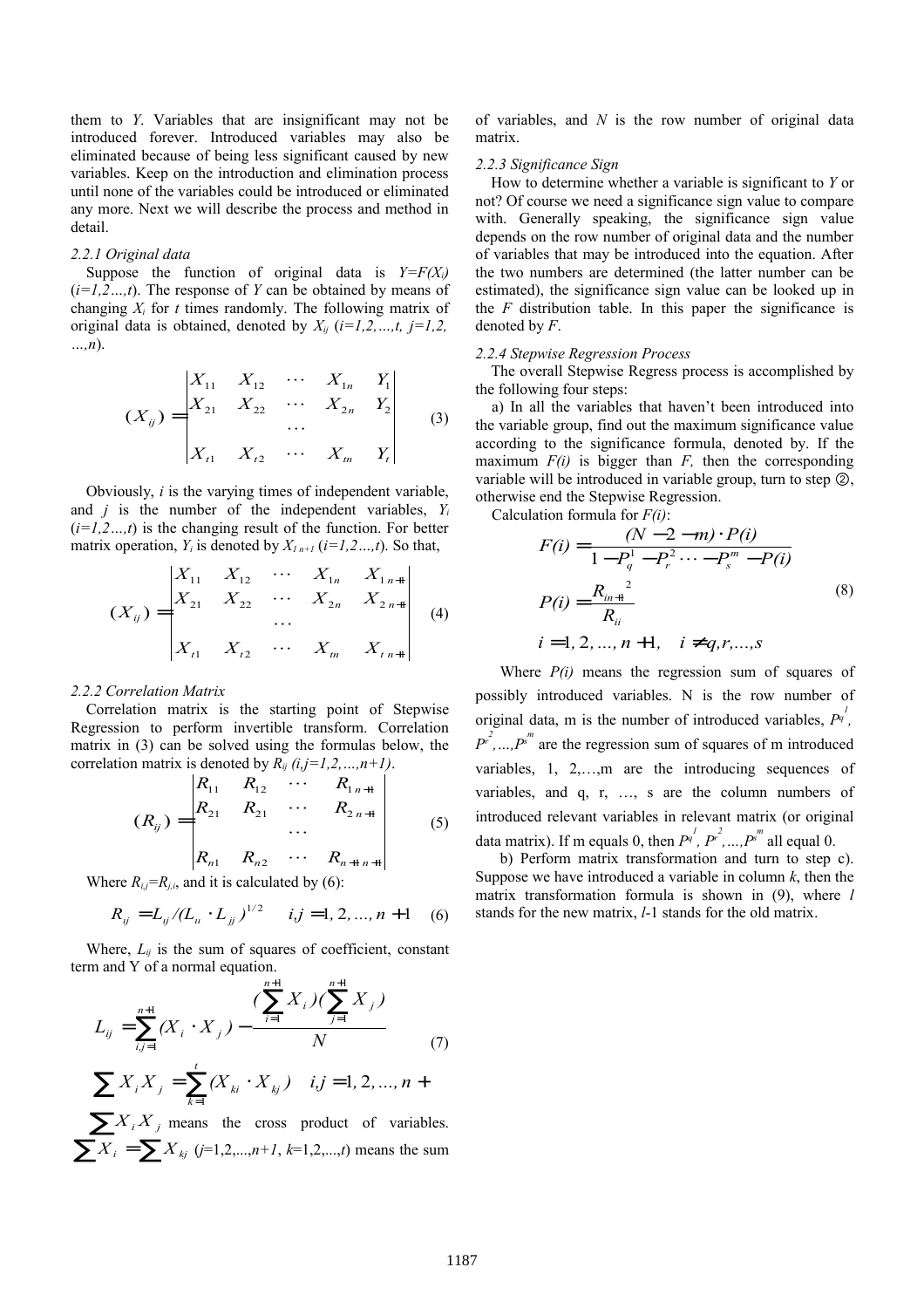them to $Y$. Variables that are insignificant may not be introduced forever. Introduced variables may also be eliminated because of being less significant caused by new variables. Keep on the introduction and elimination process until none of the variables could be introduced or eliminated any more. Next we will describe the process and method in detail.

*2.2.1 Original data*

Suppose the function of original data is $Y=F(X_i)$ ($i=1,2\ldots,t$). The response of $Y$ can be obtained by means of changing $X_i$ for $t$ times randomly. The following matrix of original data is obtained, denoted by $X_{ij}$ ($i=1,2,\ldots,t$, $j=1,2,\ldots,n$).

$$(X_{ij}) = \begin{vmatrix} X_{11} & X_{12} & \cdots & X_{1n} & Y_1 \\ X_{21} & X_{22} & \cdots & X_{2n} & Y_2 \\ & & \cdots & & \\ X_{t1} & X_{t2} & \cdots & X_{tn} & Y_t \end{vmatrix} \quad (3)$$

Obviously, $i$ is the varying times of independent variable, and $j$ is the number of the independent variables, $Y_i$ ($i=1,2\ldots,t$) is the changing result of the function. For better matrix operation, $Y_i$ is denoted by $X_{i\,n+1}$ ($i=1,2\ldots,t$). So that,

$$(X_{ij}) = \begin{vmatrix} X_{11} & X_{12} & \cdots & X_{1n} & X_{1\,n+1} \\ X_{21} & X_{22} & \cdots & X_{2n} & X_{2\,n+1} \\ & & \cdots & & \\ X_{t1} & X_{t2} & \cdots & X_{tn} & X_{t\,n+1} \end{vmatrix} \quad (4)$$

*2.2.2 Correlation Matrix*

Correlation matrix is the starting point of Stepwise Regression to perform invertible transform. Correlation matrix in (3) can be solved using the formulas below, the correlation matrix is denoted by $R_{ij}$ $(i,j=1,2,\ldots,n+1)$.

$$(R_{ij}) = \begin{vmatrix} R_{11} & R_{12} & \cdots & R_{1\,n+1} \\ R_{21} & R_{21} & \cdots & R_{2\,n+1} \\ & & \cdots & \\ R_{n1} & R_{n2} & \cdots & R_{n+1\,n+1} \end{vmatrix} \quad (5)$$

Where $R_{i,j}=R_{j,i}$, and it is calculated by (6):

$$R_{ij} = L_{ij}/(L_{ii}\cdot L_{jj})^{1/2} \quad i,j=1,2,\ldots,n+1 \quad (6)$$

Where, $L_{ij}$ is the sum of squares of coefficient, constant term and Y of a normal equation.

$$L_{ij} = \sum_{i,j=1}^{n+1}(X_i\cdot X_j) - \frac{(\sum_{i=1}^{n+1}X_i)(\sum_{j=1}^{n+1}X_j)}{N} \quad (7)$$

$$\sum X_i X_j = \sum_{k=1}^{t}(X_{ki}\cdot X_{kj}) \quad i,j=1,2,\ldots,n+$$

$\sum X_i X_j$ means the cross product of variables. $\sum X_i = \sum X_{kj}$ ($j$=1,2,...,$n+1$, $k$=1,2,...,$t$) means the sum of variables, and $N$ is the row number of original data matrix.

*2.2.3 Significance Sign*

How to determine whether a variable is significant to $Y$ or not? Of course we need a significance sign value to compare with. Generally speaking, the significance sign value depends on the row number of original data and the number of variables that may be introduced into the equation. After the two numbers are determined (the latter number can be estimated), the significance sign value can be looked up in the $F$ distribution table. In this paper the significance is denoted by $F$.

*2.2.4 Stepwise Regression Process*

The overall Stepwise Regress process is accomplished by the following four steps:

a) In all the variables that haven't been introduced into the variable group, find out the maximum significance value according to the significance formula, denoted by. If the maximum $F(i)$ is bigger than $F$, then the corresponding variable will be introduced in variable group, turn to step ②, otherwise end the Stepwise Regression.

Calculation formula for $F(i)$:

$$F(i) = \frac{(N-2-m)\cdot P(i)}{1-P_q^1-P_r^2\cdots-P_s^m-P(i)}$$
$$P(i) = \frac{{R_{in+1}}^2}{R_{ii}} \quad (8)$$
$$i=1,2,\ldots,n+1, \quad i\neq q,r,\ldots,s$$

Where $P(i)$ means the regression sum of squares of possibly introduced variables. N is the row number of original data, m is the number of introduced variables, $P_q^1$, $P_r^2$,...,$P_s^m$ are the regression sum of squares of m introduced variables, 1, 2,…,m are the introducing sequences of variables, and q, r, …, s are the column numbers of introduced relevant variables in relevant matrix (or original data matrix). If m equals 0, then $P_q^1$, $P_r^2$,...,$P_s^m$ all equal 0.

b) Perform matrix transformation and turn to step c). Suppose we have introduced a variable in column $k$, then the matrix transformation formula is shown in (9), where $l$ stands for the new matrix, $l$-1 stands for the old matrix.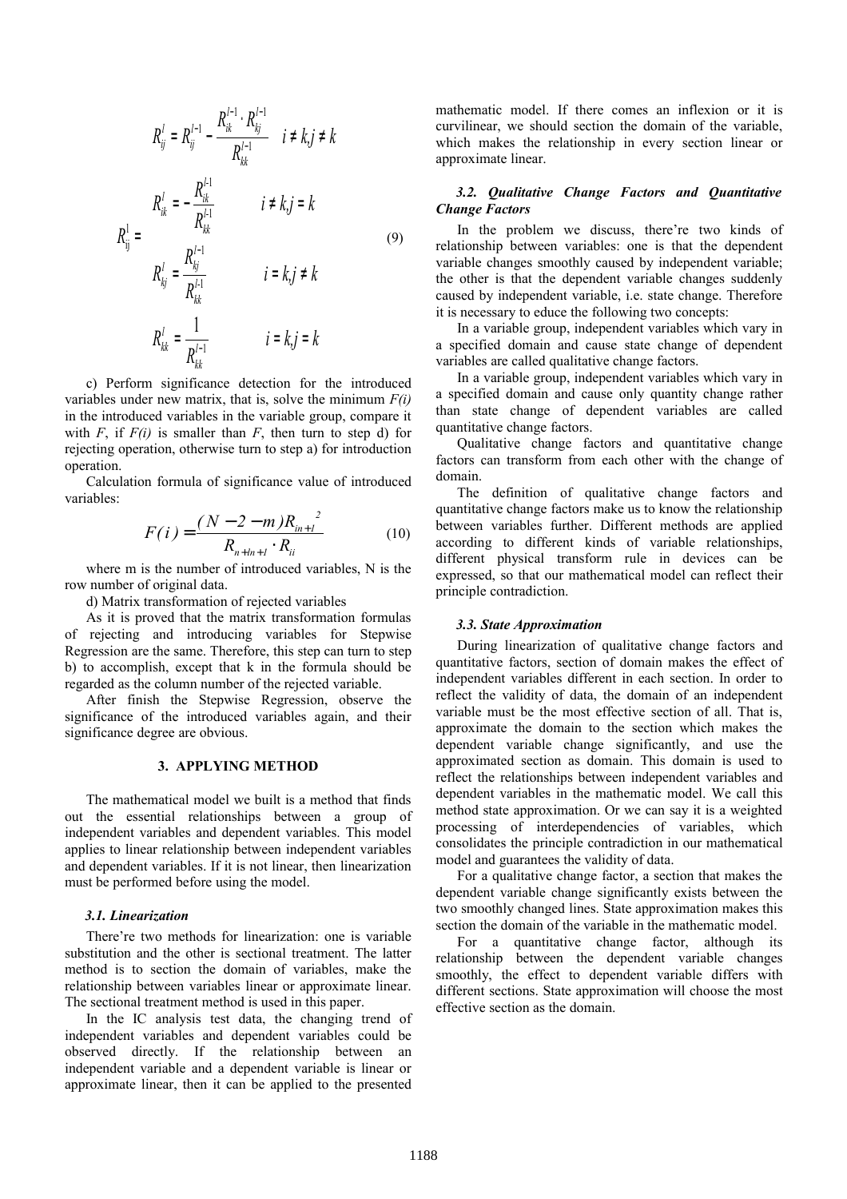$$
R_{ij}^{l} = \begin{cases} R_{ij}^{l} = R_{ij}^{l-1} - \dfrac{R_{ik}^{l-1} \cdot R_{kj}^{l-1}}{R_{kk}^{l-1}} & i \neq k, j \neq k \\ R_{ik}^{l} = -\dfrac{R_{ik}^{l-1}}{R_{kk}^{l-1}} & i \neq k, j = k \\ R_{kj}^{l} = \dfrac{R_{kj}^{l-1}}{R_{kk}^{l-1}} & i = k, j \neq k \\ R_{kk}^{l} = \dfrac{1}{R_{kk}^{l-1}} & i = k, j = k \end{cases} \tag{9}
$$

c) Perform significance detection for the introduced variables under new matrix, that is, solve the minimum $F(i)$ in the introduced variables in the variable group, compare it with $F$, if $F(i)$ is smaller than $F$, then turn to step d) for rejecting operation, otherwise turn to step a) for introduction operation.

Calculation formula of significance value of introduced variables:

$$
F(i) = \frac{(N-2-m)R_{in+1}^{\ 2}}{R_{n+ln+1} \cdot R_{ii}} \tag{10}
$$

where m is the number of introduced variables, N is the row number of original data.

d) Matrix transformation of rejected variables

As it is proved that the matrix transformation formulas of rejecting and introducing variables for Stepwise Regression are the same. Therefore, this step can turn to step b) to accomplish, except that k in the formula should be regarded as the column number of the rejected variable.

After finish the Stepwise Regression, observe the significance of the introduced variables again, and their significance degree are obvious.

## 3. APPLYING METHOD

The mathematical model we built is a method that finds out the essential relationships between a group of independent variables and dependent variables. This model applies to linear relationship between independent variables and dependent variables. If it is not linear, then linearization must be performed before using the model.

### 3.1. Linearization

There're two methods for linearization: one is variable substitution and the other is sectional treatment. The latter method is to section the domain of variables, make the relationship between variables linear or approximate linear. The sectional treatment method is used in this paper.

In the IC analysis test data, the changing trend of independent variables and dependent variables could be observed directly. If the relationship between an independent variable and a dependent variable is linear or approximate linear, then it can be applied to the presented mathematic model. If there comes an inflexion or it is curvilinear, we should section the domain of the variable, which makes the relationship in every section linear or approximate linear.

### 3.2. Qualitative Change Factors and Quantitative Change Factors

In the problem we discuss, there're two kinds of relationship between variables: one is that the dependent variable changes smoothly caused by independent variable; the other is that the dependent variable changes suddenly caused by independent variable, i.e. state change. Therefore it is necessary to educe the following two concepts:

In a variable group, independent variables which vary in a specified domain and cause state change of dependent variables are called qualitative change factors.

In a variable group, independent variables which vary in a specified domain and cause only quantity change rather than state change of dependent variables are called quantitative change factors.

Qualitative change factors and quantitative change factors can transform from each other with the change of domain.

The definition of qualitative change factors and quantitative change factors make us to know the relationship between variables further. Different methods are applied according to different kinds of variable relationships, different physical transform rule in devices can be expressed, so that our mathematical model can reflect their principle contradiction.

### 3.3. State Approximation

During linearization of qualitative change factors and quantitative factors, section of domain makes the effect of independent variables different in each section. In order to reflect the validity of data, the domain of an independent variable must be the most effective section of all. That is, approximate the domain to the section which makes the dependent variable change significantly, and use the approximated section as domain. This domain is used to reflect the relationships between independent variables and dependent variables in the mathematic model. We call this method state approximation. Or we can say it is a weighted processing of interdependencies of variables, which consolidates the principle contradiction in our mathematical model and guarantees the validity of data.

For a qualitative change factor, a section that makes the dependent variable change significantly exists between the two smoothly changed lines. State approximation makes this section the domain of the variable in the mathematic model.

For a quantitative change factor, although its relationship between the dependent variable changes smoothly, the effect to dependent variable differs with different sections. State approximation will choose the most effective section as the domain.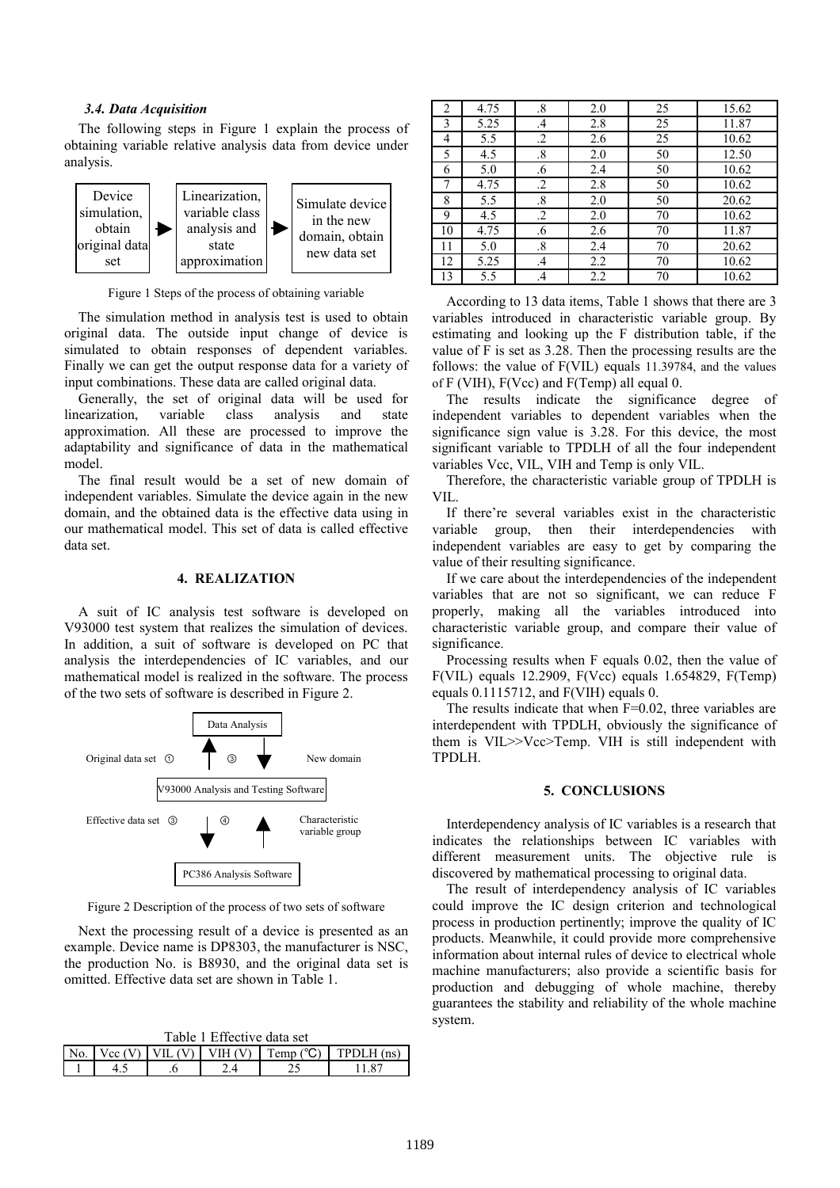### *3.4. Data Acquisition*

The following steps in Figure 1 explain the process of obtaining variable relative analysis data from device under analysis.

Device simulation, obtain original data set → Linearization, variable class analysis and state approximation → Simulate device in the new domain, obtain new data set

Figure 1 Steps of the process of obtaining variable

The simulation method in analysis test is used to obtain original data. The outside input change of device is simulated to obtain responses of dependent variables. Finally we can get the output response data for a variety of input combinations. These data are called original data.

Generally, the set of original data will be used for linearization, variable class analysis and state approximation. All these are processed to improve the adaptability and significance of data in the mathematical model.

The final result would be a set of new domain of independent variables. Simulate the device again in the new domain, and the obtained data is the effective data using in our mathematical model. This set of data is called effective data set.

## 4. REALIZATION

A suit of IC analysis test software is developed on V93000 test system that realizes the simulation of devices. In addition, a suit of software is developed on PC that analysis the interdependencies of IC variables, and our mathematical model is realized in the software. The process of the two sets of software is described in Figure 2.

Data Analysis

Original data set ① ③ New domain

V93000 Analysis and Testing Software

Effective data set ③ ④ Characteristic variable group

PC386 Analysis Software

Figure 2 Description of the process of two sets of software

Next the processing result of a device is presented as an example. Device name is DP8303, the manufacturer is NSC, the production No. is B8930, and the original data set is omitted. Effective data set are shown in Table 1.

Table 1 Effective data set

| No. | Vcc (V) | VIL (V) | VIH (V) | Temp (℃) | TPDLH (ns) |
|---|---|---|---|---|---|
| 1 | 4.5 | .6 | 2.4 | 25 | 11.87 |
| 2 | 4.75 | .8 | 2.0 | 25 | 15.62 |
| 3 | 5.25 | .4 | 2.8 | 25 | 11.87 |
| 4 | 5.5 | .2 | 2.6 | 25 | 10.62 |
| 5 | 4.5 | .8 | 2.0 | 50 | 12.50 |
| 6 | 5.0 | .6 | 2.4 | 50 | 10.62 |
| 7 | 4.75 | .2 | 2.8 | 50 | 10.62 |
| 8 | 5.5 | .8 | 2.0 | 50 | 20.62 |
| 9 | 4.5 | .2 | 2.0 | 70 | 10.62 |
| 10 | 4.75 | .6 | 2.6 | 70 | 11.87 |
| 11 | 5.0 | .8 | 2.4 | 70 | 20.62 |
| 12 | 5.25 | .4 | 2.2 | 70 | 10.62 |
| 13 | 5.5 | .4 | 2.2 | 70 | 10.62 |

According to 13 data items, Table 1 shows that there are 3 variables introduced in characteristic variable group. By estimating and looking up the F distribution table, if the value of F is set as 3.28. Then the processing results are the follows: the value of F(VIL) equals 11.39784, and the values of F (VIH), F(Vcc) and F(Temp) all equal 0.

The results indicate the significance degree of independent variables to dependent variables when the significance sign value is 3.28. For this device, the most significant variable to TPDLH of all the four independent variables Vcc, VIL, VIH and Temp is only VIL.

Therefore, the characteristic variable group of TPDLH is VIL.

If there're several variables exist in the characteristic variable group, then their interdependencies with independent variables are easy to get by comparing the value of their resulting significance.

If we care about the interdependencies of the independent variables that are not so significant, we can reduce F properly, making all the variables introduced into characteristic variable group, and compare their value of significance.

Processing results when F equals 0.02, then the value of F(VIL) equals 12.2909, F(Vcc) equals 1.654829, F(Temp) equals 0.1115712, and F(VIH) equals 0.

The results indicate that when F=0.02, three variables are interdependent with TPDLH, obviously the significance of them is VIL>>Vcc>Temp. VIH is still independent with TPDLH.

## 5. CONCLUSIONS

Interdependency analysis of IC variables is a research that indicates the relationships between IC variables with different measurement units. The objective rule is discovered by mathematical processing to original data.

The result of interdependency analysis of IC variables could improve the IC design criterion and technological process in production pertinently; improve the quality of IC products. Meanwhile, it could provide more comprehensive information about internal rules of device to electrical whole machine manufacturers; also provide a scientific basis for production and debugging of whole machine, thereby guarantees the stability and reliability of the whole machine system.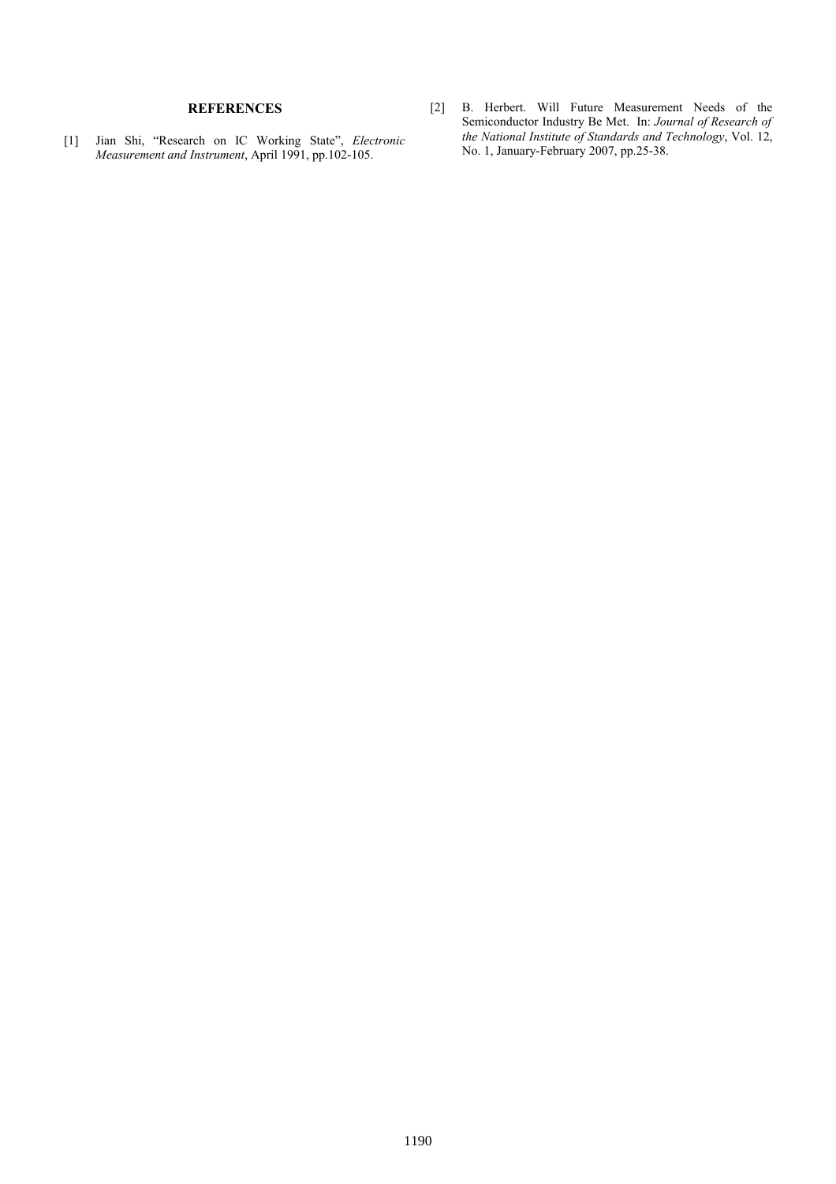## REFERENCES

[1] Jian Shi, "Research on IC Working State", *Electronic Measurement and Instrument*, April 1991, pp.102-105.

[2] B. Herbert. Will Future Measurement Needs of the Semiconductor Industry Be Met. In: *Journal of Research of the National Institute of Standards and Technology*, Vol. 12, No. 1, January-February 2007, pp.25-38.